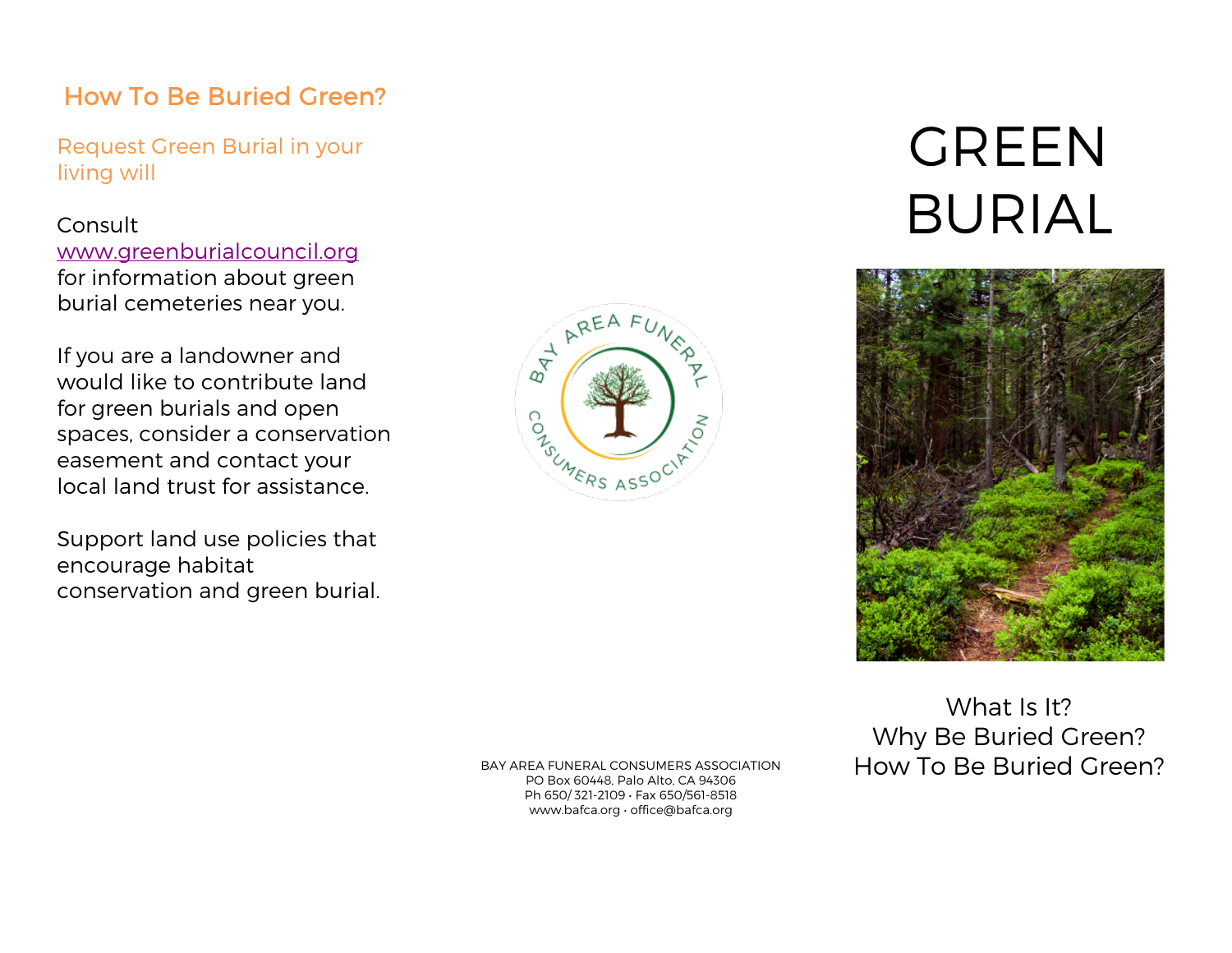## How To Be Buried Green?

Request Green Burial in your living will

Consult www.greenburialcouncil.org for information about green burial cemeteries near you.

If you are a landowner and would like to contribute land for green burials and open spaces, consider a conservation easement and contact your local land trust for assistance.

Support land use policies that encourage habitat conservation and green burial.

BAY AREA FUNERAL CONSUMERS ASSOCIATION
PO Box 60448, Palo Alto, CA 94306
Ph 650/ 321-2109 • Fax 650/561-8518
www.bafca.org • office@bafca.org

# GREEN BURIAL

What Is It?
Why Be Buried Green?
How To Be Buried Green?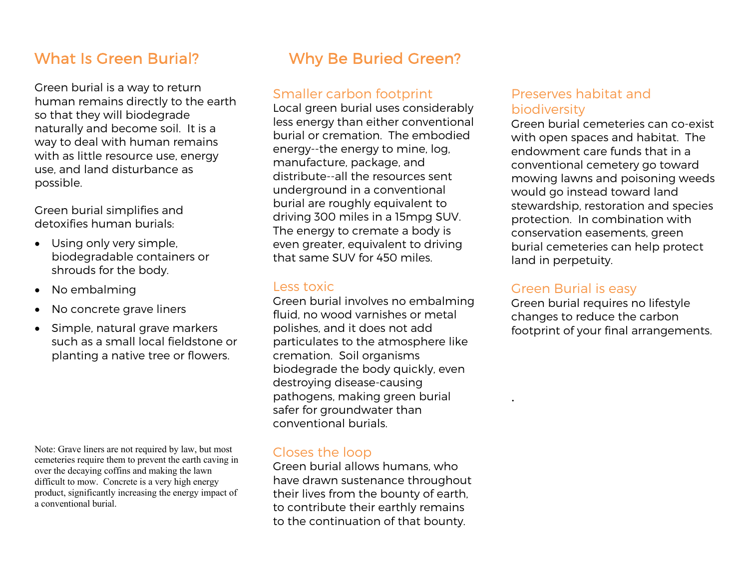## What Is Green Burial?

Green burial is a way to return human remains directly to the earth so that they will biodegrade naturally and become soil. It is a way to deal with human remains with as little resource use, energy use, and land disturbance as possible.

Green burial simplifies and detoxifies human burials:

- Using only very simple, biodegradable containers or shrouds for the body.
- No embalming
- No concrete grave liners
- Simple, natural grave markers such as a small local fieldstone or planting a native tree or flowers.

Note: Grave liners are not required by law, but most cemeteries require them to prevent the earth caving in over the decaying coffins and making the lawn difficult to mow. Concrete is a very high energy product, significantly increasing the energy impact of a conventional burial.

## Why Be Buried Green?

### Smaller carbon footprint

Local green burial uses considerably less energy than either conventional burial or cremation. The embodied energy--the energy to mine, log, manufacture, package, and distribute--all the resources sent underground in a conventional burial are roughly equivalent to driving 300 miles in a 15mpg SUV. The energy to cremate a body is even greater, equivalent to driving that same SUV for 450 miles.

### Less toxic

Green burial involves no embalming fluid, no wood varnishes or metal polishes, and it does not add particulates to the atmosphere like cremation. Soil organisms biodegrade the body quickly, even destroying disease-causing pathogens, making green burial safer for groundwater than conventional burials.

### Closes the loop

Green burial allows humans, who have drawn sustenance throughout their lives from the bounty of earth, to contribute their earthly remains to the continuation of that bounty.

### Preserves habitat and biodiversity

Green burial cemeteries can co-exist with open spaces and habitat. The endowment care funds that in a conventional cemetery go toward mowing lawns and poisoning weeds would go instead toward land stewardship, restoration and species protection. In combination with conservation easements, green burial cemeteries can help protect land in perpetuity.

### Green Burial is easy

Green burial requires no lifestyle changes to reduce the carbon footprint of your final arrangements.

.